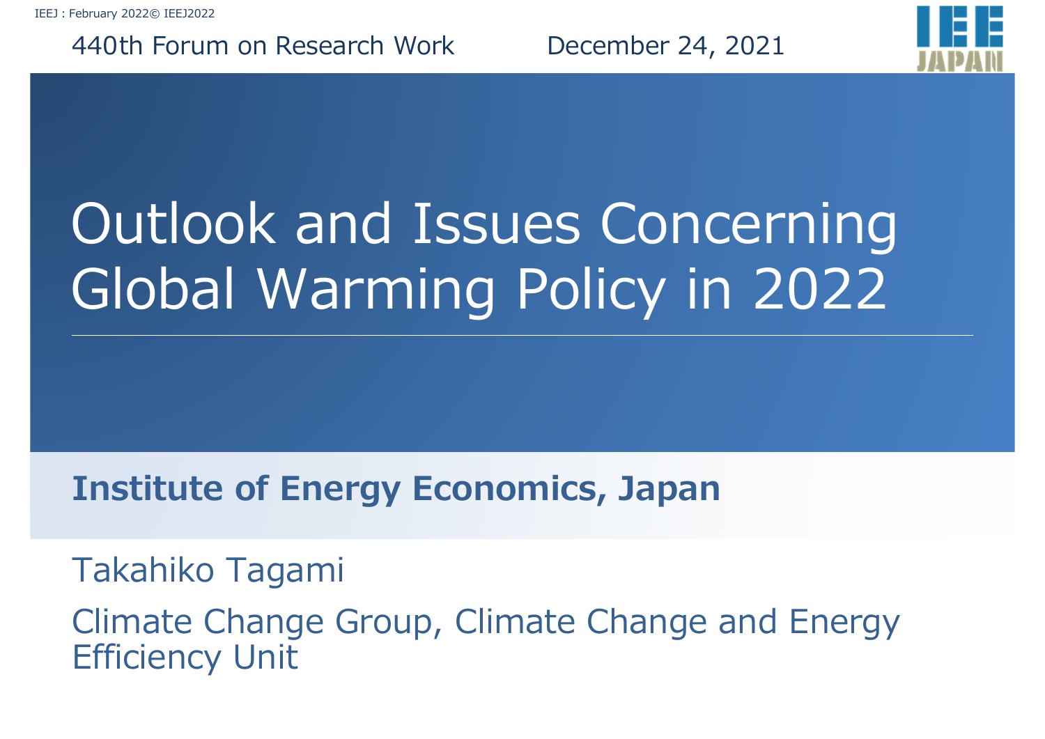440th Forum on Research Work December 24, 2021

# Outlook and Issues Concerning Global Warming Policy in 2022

**Institute of Energy Economics, Japan**

Takahiko Tagami

Climate Change Group, Climate Change and Energy Efficiency Unit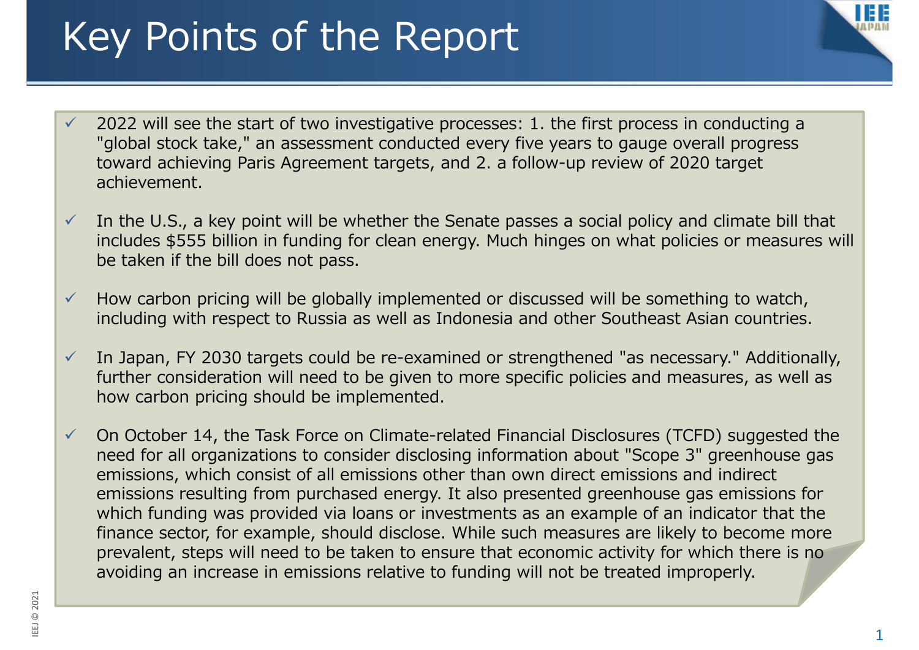# Key Points of the Report

- ✓ 2022 will see the start of two investigative processes: 1. the first process in conducting a "global stock take," an assessment conducted every five years to gauge overall progress toward achieving Paris Agreement targets, and 2. a follow-up review of 2020 target achievement.
- ✓ In the U.S., a key point will be whether the Senate passes a social policy and climate bill that includes $555 billion in funding for clean energy. Much hinges on what policies or measures will be taken if the bill does not pass.
- ✓ How carbon pricing will be globally implemented or discussed will be something to watch, including with respect to Russia as well as Indonesia and other Southeast Asian countries.
- ✓ In Japan, FY 2030 targets could be re-examined or strengthened "as necessary." Additionally, further consideration will need to be given to more specific policies and measures, as well as how carbon pricing should be implemented.
- ✓ On October 14, the Task Force on Climate-related Financial Disclosures (TCFD) suggested the need for all organizations to consider disclosing information about "Scope 3" greenhouse gas emissions, which consist of all emissions other than own direct emissions and indirect emissions resulting from purchased energy. It also presented greenhouse gas emissions for which funding was provided via loans or investments as an example of an indicator that the finance sector, for example, should disclose. While such measures are likely to become more prevalent, steps will need to be taken to ensure that economic activity for which there is no avoiding an increase in emissions relative to funding will not be treated improperly.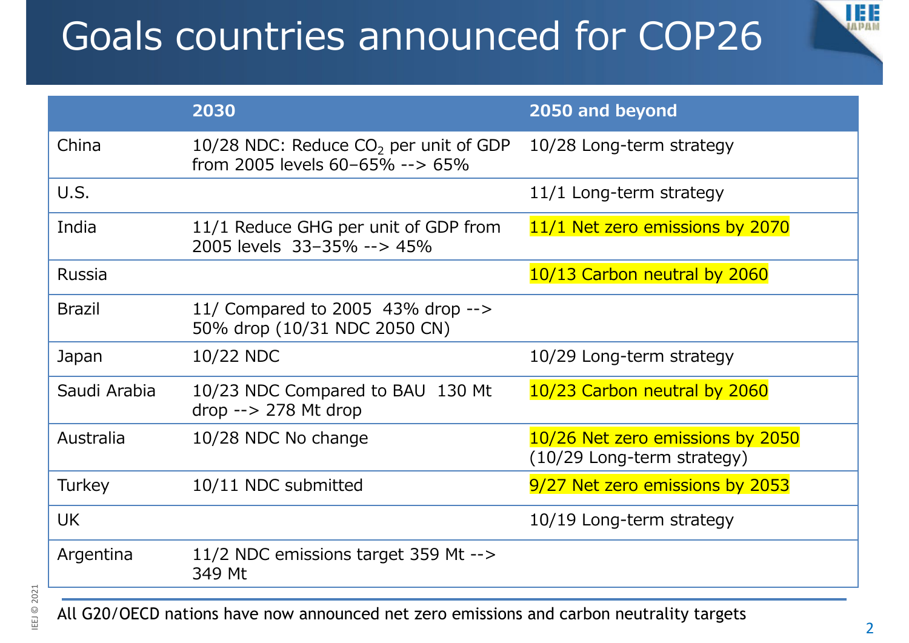# Goals countries announced for COP26

| | 2030 | 2050 and beyond |
|---|---|---|
| China | 10/28 NDC: Reduce $CO_2$ per unit of GDP from 2005 levels 60–65% --> 65% | 10/28 Long-term strategy |
| U.S. | | 11/1 Long-term strategy |
| India | 11/1 Reduce GHG per unit of GDP from 2005 levels 33–35% --> 45% | 11/1 Net zero emissions by 2070 |
| Russia | | 10/13 Carbon neutral by 2060 |
| Brazil | 11/ Compared to 2005 43% drop --> 50% drop (10/31 NDC 2050 CN) | |
| Japan | 10/22 NDC | 10/29 Long-term strategy |
| Saudi Arabia | 10/23 NDC Compared to BAU 130 Mt drop --> 278 Mt drop | 10/23 Carbon neutral by 2060 |
| Australia | 10/28 NDC No change | 10/26 Net zero emissions by 2050 (10/29 Long-term strategy) |
| Turkey | 10/11 NDC submitted | 9/27 Net zero emissions by 2053 |
| UK | | 10/19 Long-term strategy |
| Argentina | 11/2 NDC emissions target 359 Mt --> 349 Mt | |

All G20/OECD nations have now announced net zero emissions and carbon neutrality targets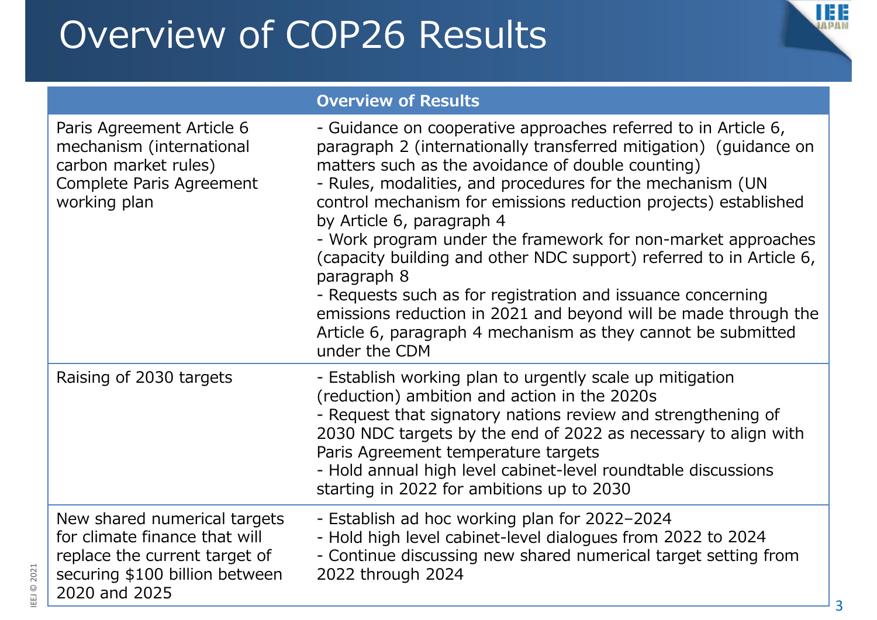# Overview of COP26 Results

| | Overview of Results |
|---|---|
| Paris Agreement Article 6 mechanism (international carbon market rules) Complete Paris Agreement working plan | - Guidance on cooperative approaches referred to in Article 6, paragraph 2 (internationally transferred mitigation) (guidance on matters such as the avoidance of double counting)<br>- Rules, modalities, and procedures for the mechanism (UN control mechanism for emissions reduction projects) established by Article 6, paragraph 4<br>- Work program under the framework for non-market approaches (capacity building and other NDC support) referred to in Article 6, paragraph 8<br>- Requests such as for registration and issuance concerning emissions reduction in 2021 and beyond will be made through the Article 6, paragraph 4 mechanism as they cannot be submitted under the CDM |
| Raising of 2030 targets | - Establish working plan to urgently scale up mitigation (reduction) ambition and action in the 2020s<br>- Request that signatory nations review and strengthening of 2030 NDC targets by the end of 2022 as necessary to align with Paris Agreement temperature targets<br>- Hold annual high level cabinet-level roundtable discussions starting in 2022 for ambitions up to 2030 |
| New shared numerical targets for climate finance that will replace the current target of securing $100 billion between 2020 and 2025 | - Establish ad hoc working plan for 2022–2024<br>- Hold high level cabinet-level dialogues from 2022 to 2024<br>- Continue discussing new shared numerical target setting from 2022 through 2024 |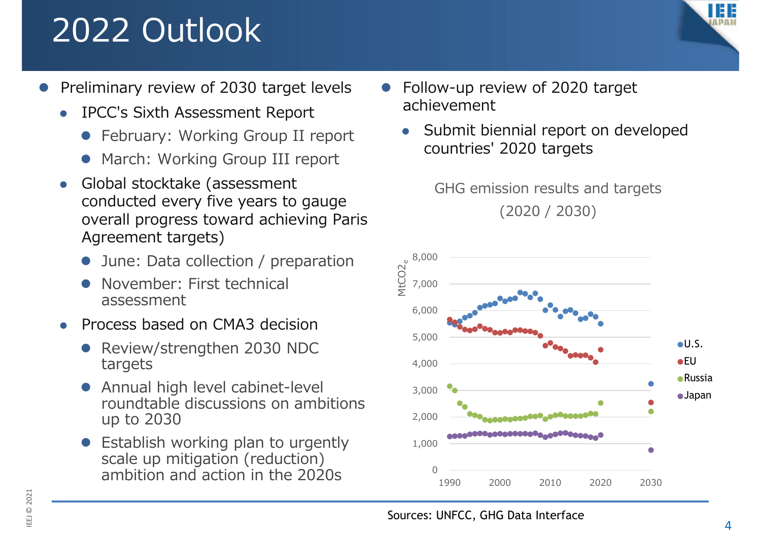# 2022 Outlook

- Preliminary review of 2030 target levels
  - IPCC's Sixth Assessment Report
    - February: Working Group II report
    - March: Working Group III report
  - Global stocktake (assessment conducted every five years to gauge overall progress toward achieving Paris Agreement targets)
    - June: Data collection / preparation
    - November: First technical assessment
  - Process based on CMA3 decision
    - Review/strengthen 2030 NDC targets
    - Annual high level cabinet-level roundtable discussions on ambitions up to 2030
    - Establish working plan to urgently scale up mitigation (reduction) ambition and action in the 2020s

- Follow-up review of 2020 target achievement
  - Submit biennial report on developed countries' 2020 targets

GHG emission results and targets (2020 / 2030)

Sources: UNFCC, GHG Data Interface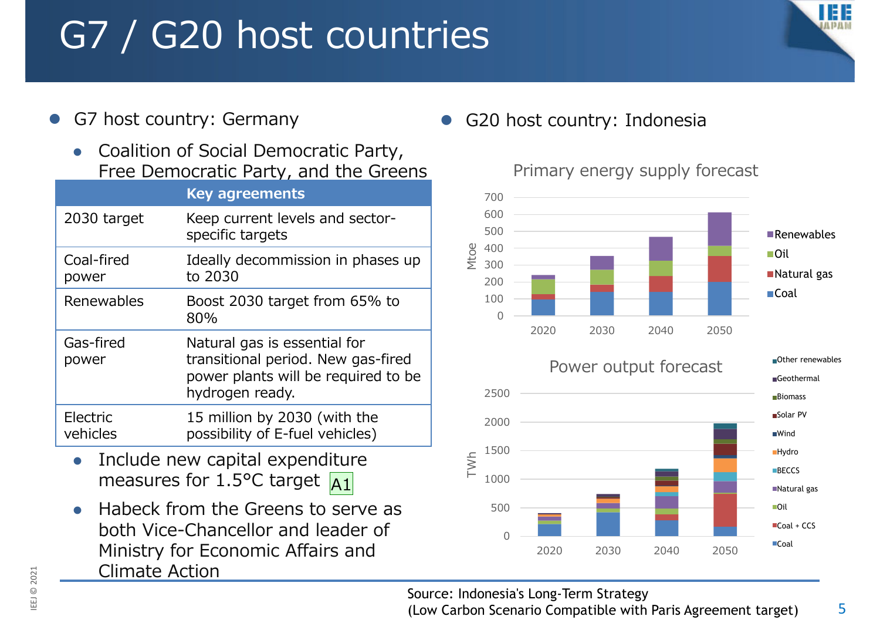# G7 / G20 host countries

- G7 host country: Germany
  - Coalition of Social Democratic Party, Free Democratic Party, and the Greens

| | Key agreements |
|---|---|
| 2030 target | Keep current levels and sector-specific targets |
| Coal-fired power | Ideally decommission in phases up to 2030 |
| Renewables | Boost 2030 target from 65% to 80% |
| Gas-fired power | Natural gas is essential for transitional period. New gas-fired power plants will be required to be hydrogen ready. |
| Electric vehicles | 15 million by 2030 (with the possibility of E-fuel vehicles) |

  - Include new capital expenditure measures for 1.5°C target A1
  - Habeck from the Greens to serve as both Vice-Chancellor and leader of Ministry for Economic Affairs and Climate Action

- G20 host country: Indonesia

Primary energy supply forecast

Power output forecast

Source: Indonesia's Long-Term Strategy
(Low Carbon Scenario Compatible with Paris Agreement target)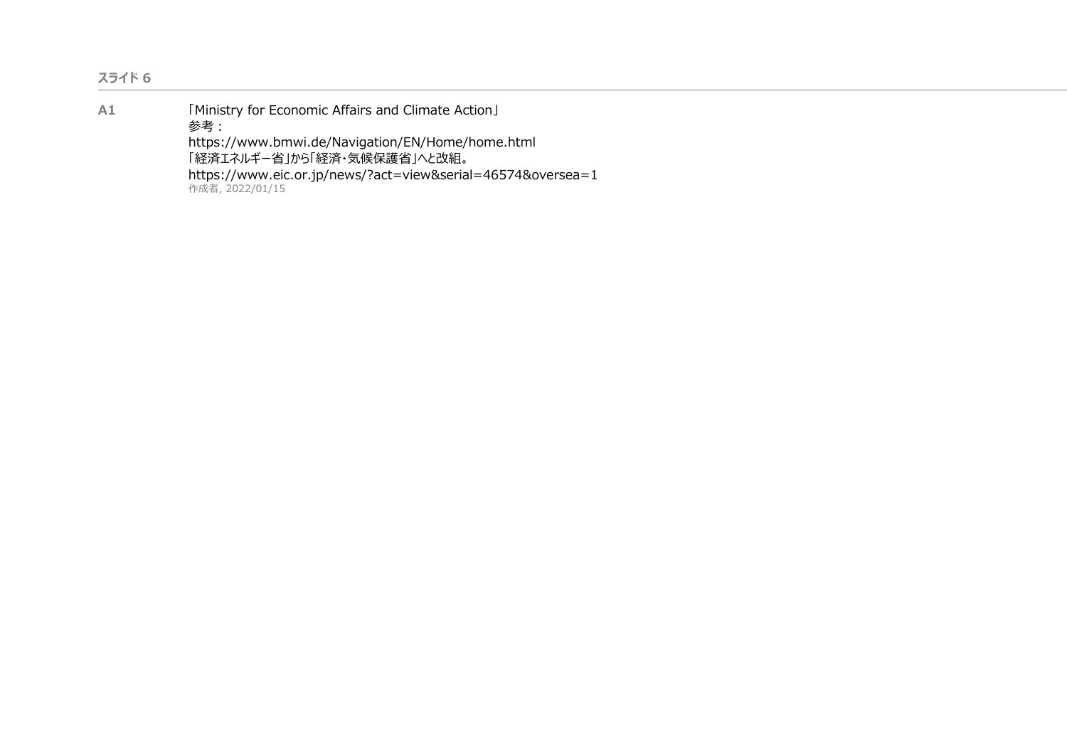## スライド 6

**A1**

「Ministry for Economic Affairs and Climate Action」
参考：
https://www.bmwi.de/Navigation/EN/Home/home.html
「経済エネルギー省」から「経済・気候保護省」へと改組。
https://www.eic.or.jp/news/?act=view&serial=46574&oversea=1
作成者, 2022/01/15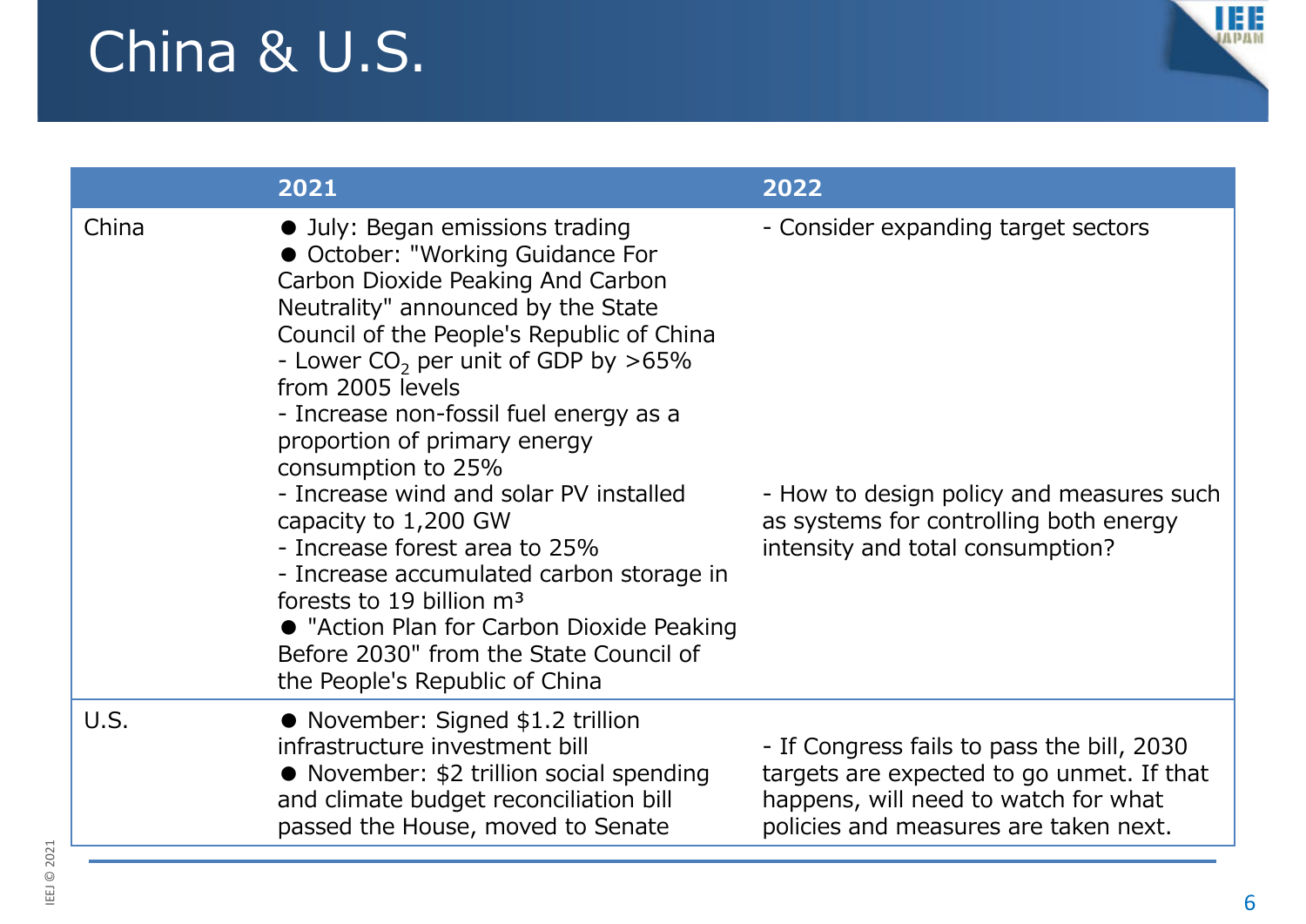# China & U.S.

| | 2021 | 2022 |
|---|---|---|
| China | ● July: Began emissions trading<br>● October: "Working Guidance For Carbon Dioxide Peaking And Carbon Neutrality" announced by the State Council of the People's Republic of China<br>- Lower $CO_2$ per unit of GDP by >65% from 2005 levels<br>- Increase non-fossil fuel energy as a proportion of primary energy consumption to 25%<br>- Increase wind and solar PV installed capacity to 1,200 GW<br>- Increase forest area to 25%<br>- Increase accumulated carbon storage in forests to 19 billion m³<br>● "Action Plan for Carbon Dioxide Peaking Before 2030" from the State Council of the People's Republic of China | - Consider expanding target sectors<br>- How to design policy and measures such as systems for controlling both energy intensity and total consumption? |
| U.S. | ● November: Signed $1.2 trillion infrastructure investment bill<br>● November: $2 trillion social spending and climate budget reconciliation bill passed the House, moved to Senate | - If Congress fails to pass the bill, 2030 targets are expected to go unmet. If that happens, will need to watch for what policies and measures are taken next. |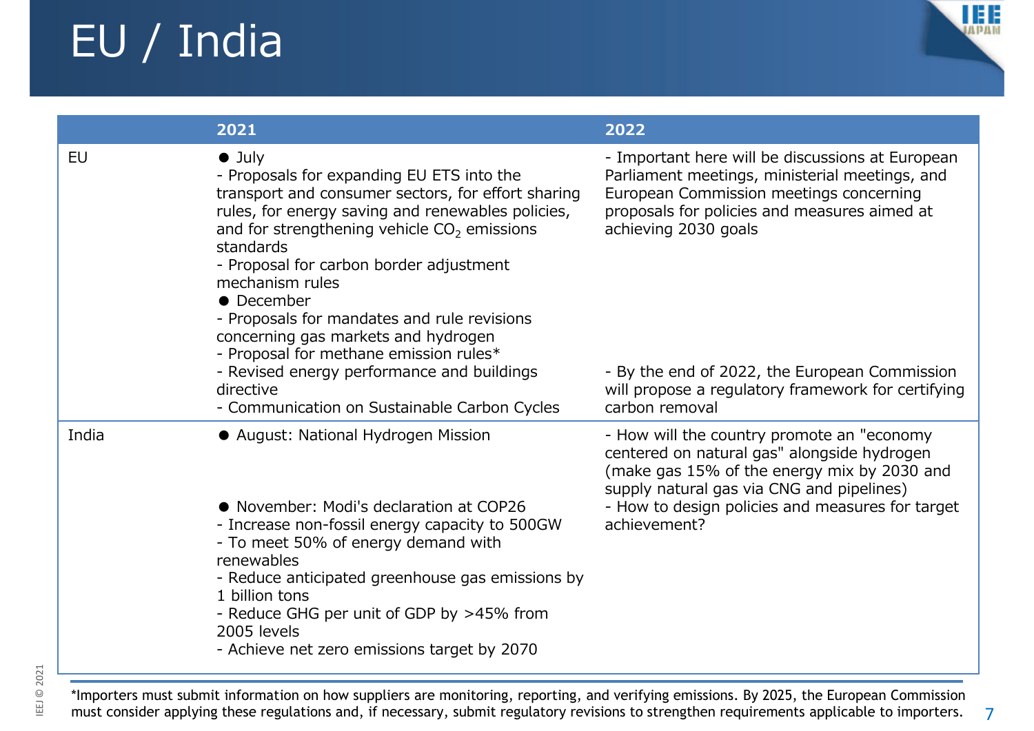# EU / India

| | 2021 | 2022 |
|---|---|---|
| EU | ● July<br>- Proposals for expanding EU ETS into the transport and consumer sectors, for effort sharing rules, for energy saving and renewables policies, and for strengthening vehicle $CO_2$ emissions standards<br>- Proposal for carbon border adjustment mechanism rules<br>● December<br>- Proposals for mandates and rule revisions concerning gas markets and hydrogen<br>- Proposal for methane emission rules*<br>- Revised energy performance and buildings directive<br>- Communication on Sustainable Carbon Cycles | - Important here will be discussions at European Parliament meetings, ministerial meetings, and European Commission meetings concerning proposals for policies and measures aimed at achieving 2030 goals<br><br>- By the end of 2022, the European Commission will propose a regulatory framework for certifying carbon removal |
| India | ● August: National Hydrogen Mission<br><br>● November: Modi's declaration at COP26<br>- Increase non-fossil energy capacity to 500GW<br>- To meet 50% of energy demand with renewables<br>- Reduce anticipated greenhouse gas emissions by 1 billion tons<br>- Reduce GHG per unit of GDP by >45% from 2005 levels<br>- Achieve net zero emissions target by 2070 | - How will the country promote an "economy centered on natural gas" alongside hydrogen (make gas 15% of the energy mix by 2030 and supply natural gas via CNG and pipelines)<br>- How to design policies and measures for target achievement? |

*Importers must submit information on how suppliers are monitoring, reporting, and verifying emissions. By 2025, the European Commission must consider applying these regulations and, if necessary, submit regulatory revisions to strengthen requirements applicable to importers.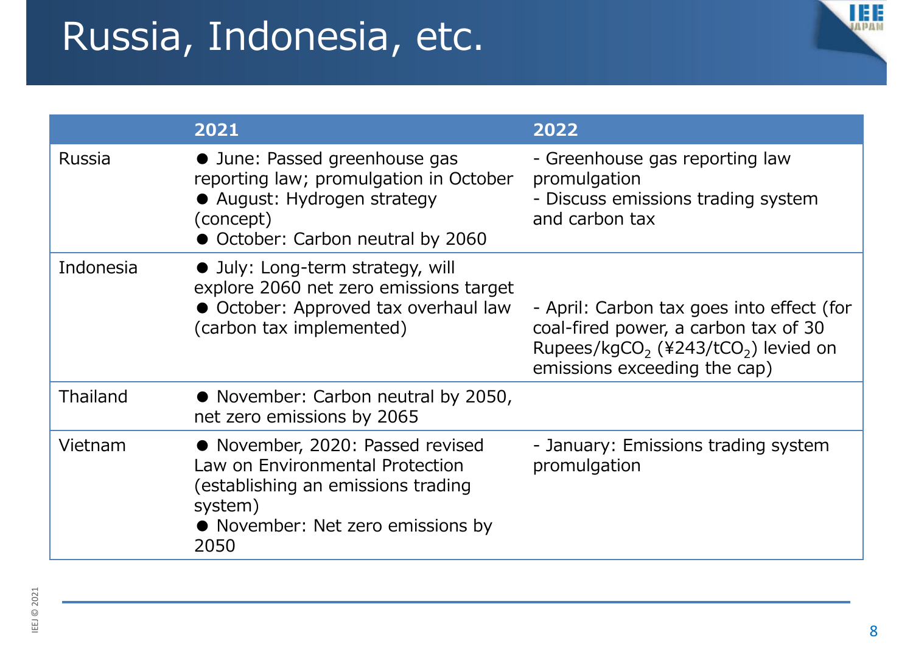# Russia, Indonesia, etc.

| | 2021 | 2022 |
|---|---|---|
| Russia | ● June: Passed greenhouse gas reporting law; promulgation in October<br>● August: Hydrogen strategy (concept)<br>● October: Carbon neutral by 2060 | - Greenhouse gas reporting law promulgation<br>- Discuss emissions trading system and carbon tax |
| Indonesia | ● July: Long-term strategy, will explore 2060 net zero emissions target<br>● October: Approved tax overhaul law (carbon tax implemented) | - April: Carbon tax goes into effect (for coal-fired power, a carbon tax of 30 Rupees/kg$CO_2$ (¥243/t$CO_2$) levied on emissions exceeding the cap) |
| Thailand | ● November: Carbon neutral by 2050, net zero emissions by 2065 | |
| Vietnam | ● November, 2020: Passed revised Law on Environmental Protection (establishing an emissions trading system)<br>● November: Net zero emissions by 2050 | - January: Emissions trading system promulgation |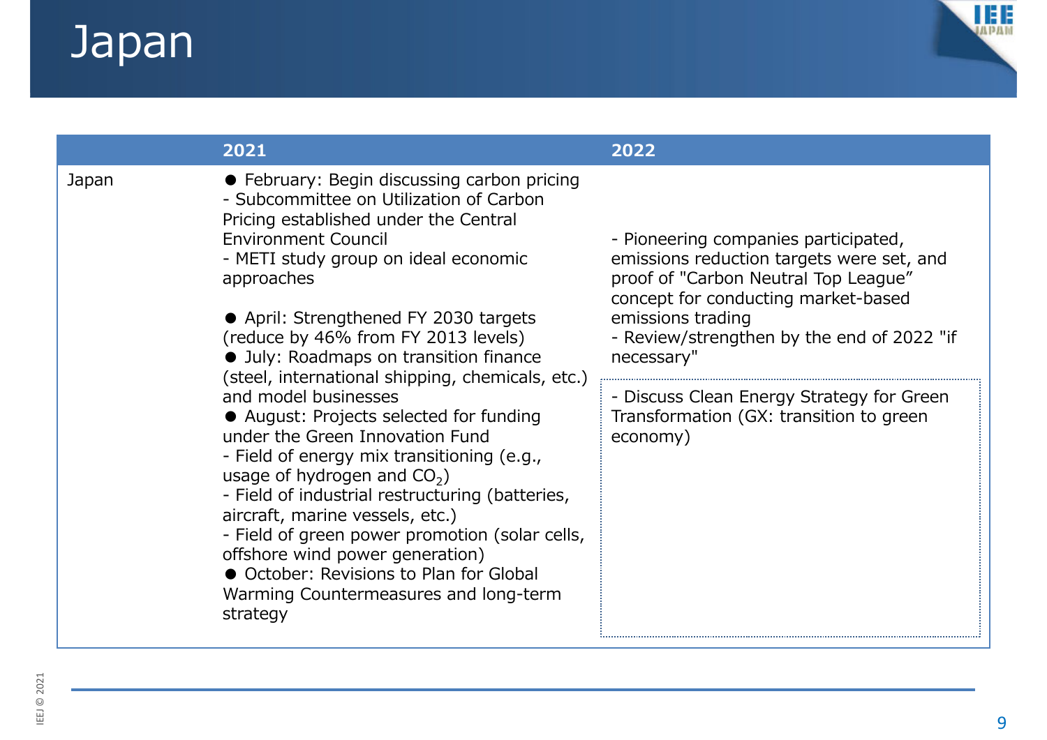# Japan

| | 2021 | 2022 |
|---|---|---|
| Japan | ● February: Begin discussing carbon pricing<br>- Subcommittee on Utilization of Carbon Pricing established under the Central Environment Council<br>- METI study group on ideal economic approaches<br><br>● April: Strengthened FY 2030 targets (reduce by 46% from FY 2013 levels)<br>● July: Roadmaps on transition finance (steel, international shipping, chemicals, etc.) and model businesses<br>● August: Projects selected for funding under the Green Innovation Fund<br>- Field of energy mix transitioning (e.g., usage of hydrogen and $CO_2$)<br>- Field of industrial restructuring (batteries, aircraft, marine vessels, etc.)<br>- Field of green power promotion (solar cells, offshore wind power generation)<br>● October: Revisions to Plan for Global Warming Countermeasures and long-term strategy | - Pioneering companies participated, emissions reduction targets were set, and proof of "Carbon Neutral Top League" concept for conducting market-based emissions trading<br>- Review/strengthen by the end of 2022 "if necessary"<br><br>- Discuss Clean Energy Strategy for Green Transformation (GX: transition to green economy) |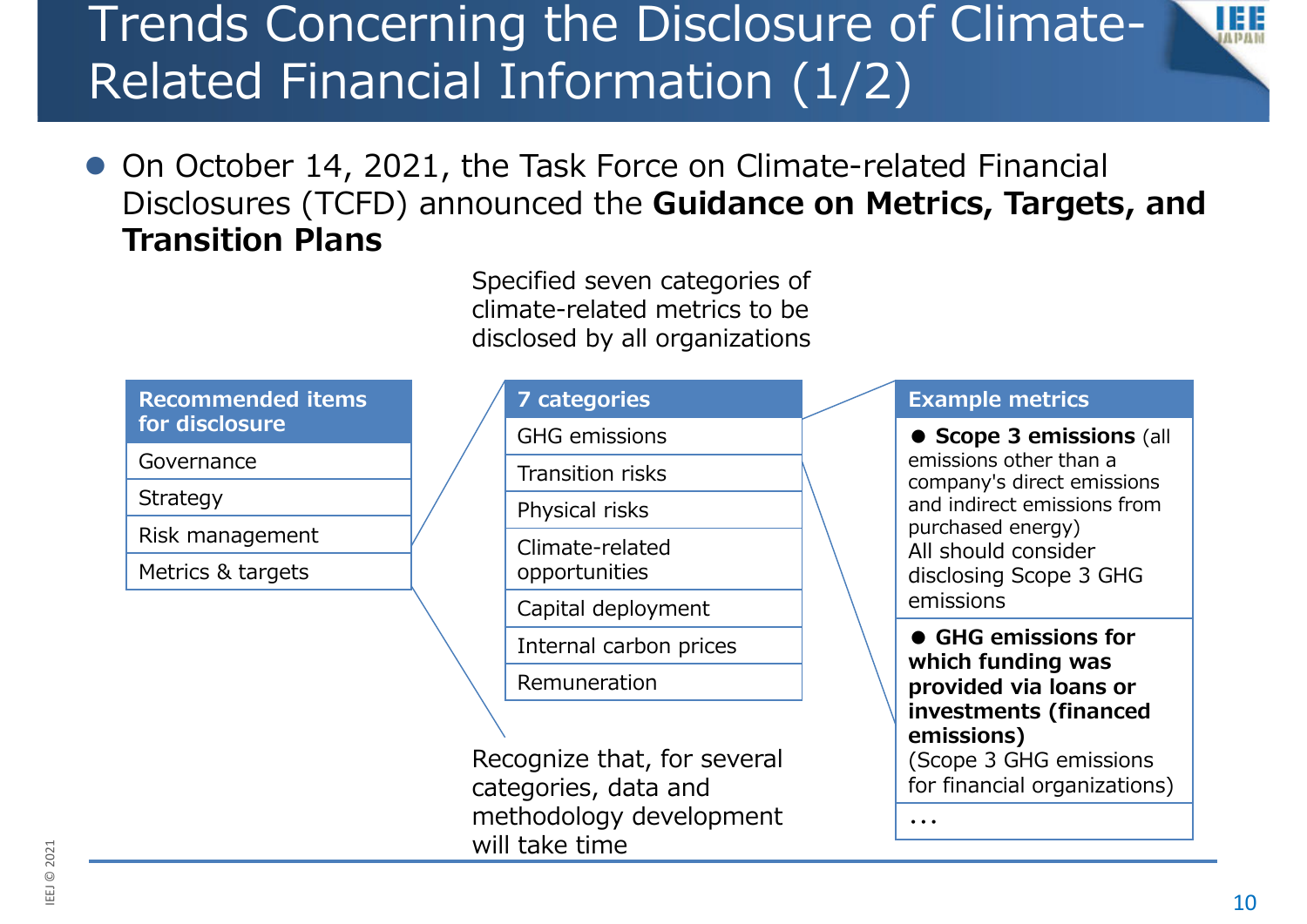# Trends Concerning the Disclosure of Climate-Related Financial Information (1/2)

- On October 14, 2021, the Task Force on Climate-related Financial Disclosures (TCFD) announced the **Guidance on Metrics, Targets, and Transition Plans**

| Recommended items for disclosure |
|---|
| Governance |
| Strategy |
| Risk management |
| Metrics & targets |

Specified seven categories of climate-related metrics to be disclosed by all organizations

| 7 categories |
|---|
| GHG emissions |
| Transition risks |
| Physical risks |
| Climate-related opportunities |
| Capital deployment |
| Internal carbon prices |
| Remuneration |

Recognize that, for several categories, data and methodology development will take time

| Example metrics |
|---|
| ● **Scope 3 emissions** (all emissions other than a company's direct emissions and indirect emissions from purchased energy) All should consider disclosing Scope 3 GHG emissions |
| ● **GHG emissions for which funding was provided via loans or investments (financed emissions)** (Scope 3 GHG emissions for financial organizations) |
| … |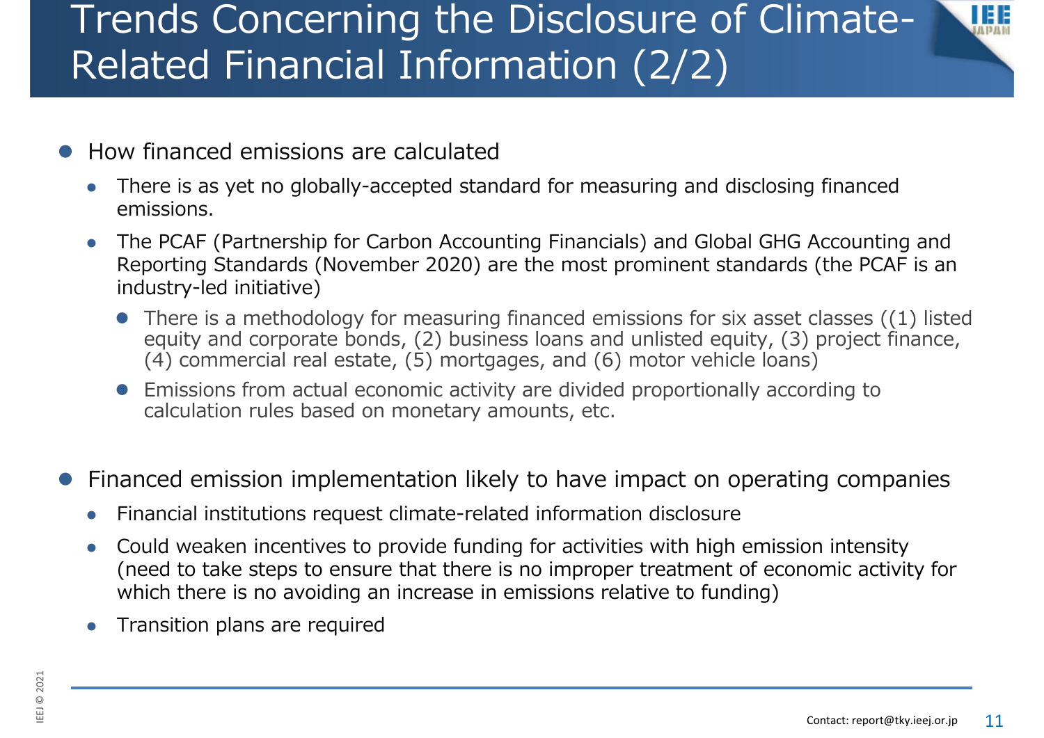# Trends Concerning the Disclosure of Climate-Related Financial Information (2/2)

- How financed emissions are calculated
  - There is as yet no globally-accepted standard for measuring and disclosing financed emissions.
  - The PCAF (Partnership for Carbon Accounting Financials) and Global GHG Accounting and Reporting Standards (November 2020) are the most prominent standards (the PCAF is an industry-led initiative)
    - There is a methodology for measuring financed emissions for six asset classes ((1) listed equity and corporate bonds, (2) business loans and unlisted equity, (3) project finance, (4) commercial real estate, (5) mortgages, and (6) motor vehicle loans)
    - Emissions from actual economic activity are divided proportionally according to calculation rules based on monetary amounts, etc.

- Financed emission implementation likely to have impact on operating companies
  - Financial institutions request climate-related information disclosure
  - Could weaken incentives to provide funding for activities with high emission intensity (need to take steps to ensure that there is no improper treatment of economic activity for which there is no avoiding an increase in emissions relative to funding)
  - Transition plans are required